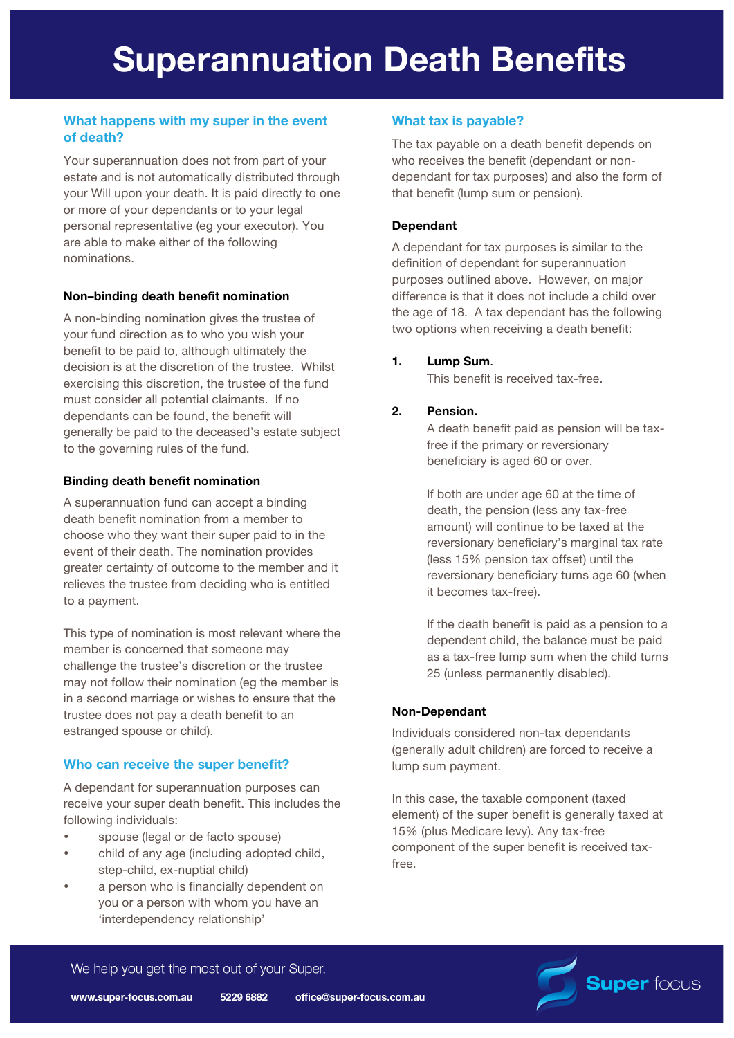# Superannuation Death Benefits

## What happens with my super in the event of death?

Your superannuation does not from part of your estate and is not automatically distributed through your Will upon your death. It is paid directly to one or more of your dependants or to your legal personal representative (eg your executor). You are able to make either of the following nominations.

### Non–binding death benefit nomination

A non-binding nomination gives the trustee of your fund direction as to who you wish your benefit to be paid to, although ultimately the decision is at the discretion of the trustee. Whilst exercising this discretion, the trustee of the fund must consider all potential claimants. If no dependants can be found, the benefit will generally be paid to the deceased's estate subject to the governing rules of the fund.

### Binding death benefit nomination

A superannuation fund can accept a binding death benefit nomination from a member to choose who they want their super paid to in the event of their death. The nomination provides greater certainty of outcome to the member and it relieves the trustee from deciding who is entitled to a payment.

This type of nomination is most relevant where the member is concerned that someone may challenge the trustee's discretion or the trustee may not follow their nomination (eg the member is in a second marriage or wishes to ensure that the trustee does not pay a death benefit to an estranged spouse or child).

## Who can receive the super benefit?

A dependant for superannuation purposes can receive your super death benefit. This includes the following individuals:

- spouse (legal or de facto spouse)
- child of any age (including adopted child, step-child, ex-nuptial child)
- a person who is financially dependent on you or a person with whom you have an 'interdependency relationship'

## What tax is payable?

The tax payable on a death benefit depends on who receives the benefit (dependant or non-dependant for tax purposes) and also the form of that benefit (lump sum or pension).

### Dependant

A dependant for tax purposes is similar to the definition of dependant for superannuation purposes outlined above. However, on major difference is that it does not include a child over the age of 18. A tax dependant has the following two options when receiving a death benefit:

1. **Lump Sum**.
   This benefit is received tax-free.

2. **Pension.**
   A death benefit paid as pension will be tax-free if the primary or reversionary beneficiary is aged 60 or over.

   If both are under age 60 at the time of death, the pension (less any tax-free amount) will continue to be taxed at the reversionary beneficiary's marginal tax rate (less 15% pension tax offset) until the reversionary beneficiary turns age 60 (when it becomes tax-free).

   If the death benefit is paid as a pension to a dependent child, the balance must be paid as a tax-free lump sum when the child turns 25 (unless permanently disabled).

### Non-Dependant

Individuals considered non-tax dependants (generally adult children) are forced to receive a lump sum payment.

In this case, the taxable component (taxed element) of the super benefit is generally taxed at 15% (plus Medicare levy). Any tax-free component of the super benefit is received tax-free.

We help you get the most out of your Super.

www.super-focus.com.au 5229 6882 office@super-focus.com.au

Super focus